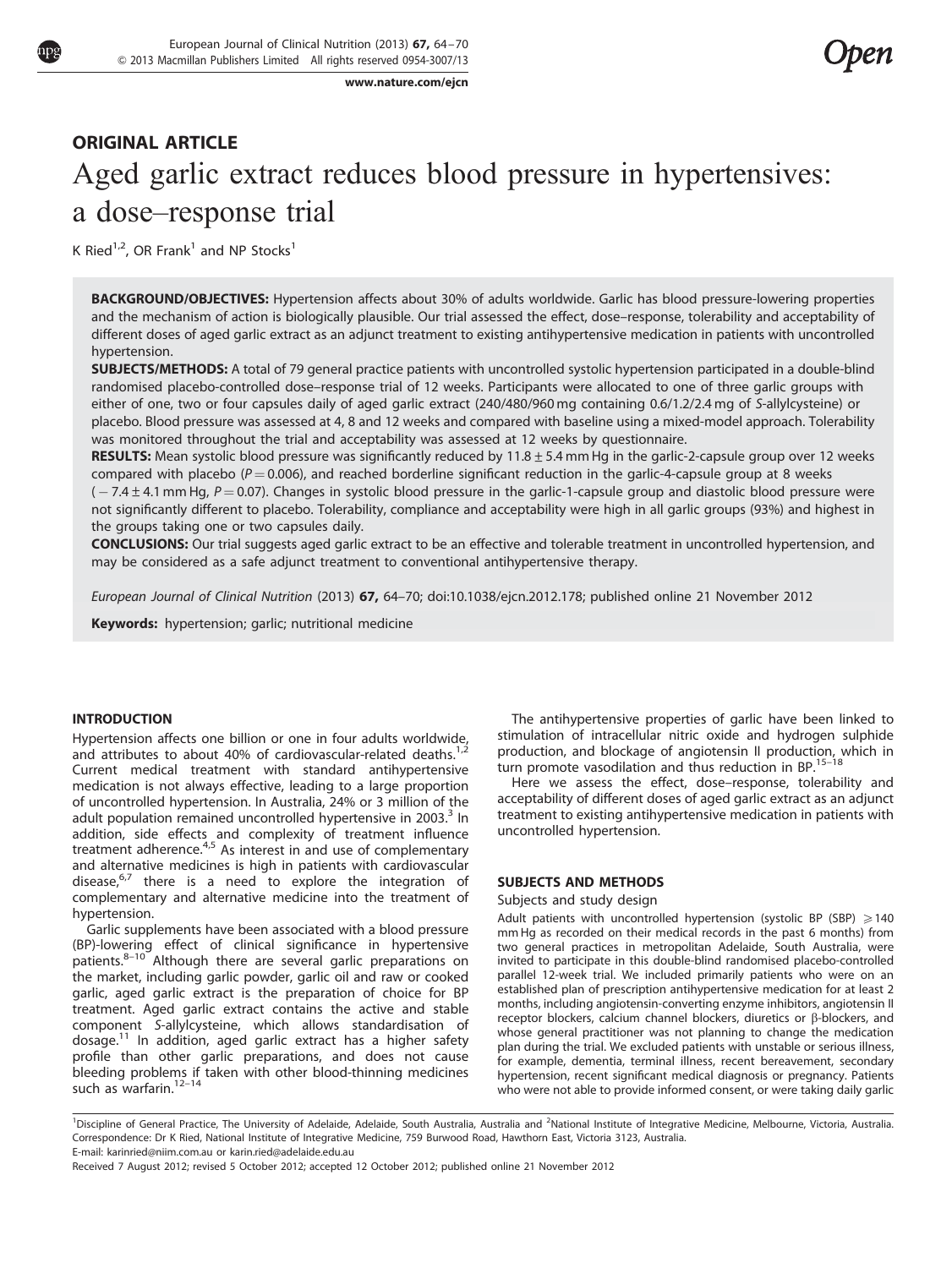ORIGINAL ARTICLE

# Aged garlic extract reduces blood pressure in hypertensives: a dose–response trial

K Ried[1,2], OR Frank[1] and NP Stocks[1]

**BACKGROUND/OBJECTIVES:** Hypertension affects about 30% of adults worldwide. Garlic has blood pressure-lowering properties and the mechanism of action is biologically plausible. Our trial assessed the effect, dose–response, tolerability and acceptability of different doses of aged garlic extract as an adjunct treatment to existing antihypertensive medication in patients with uncontrolled hypertension.

**SUBJECTS/METHODS:** A total of 79 general practice patients with uncontrolled systolic hypertension participated in a double-blind randomised placebo-controlled dose–response trial of 12 weeks. Participants were allocated to one of three garlic groups with either of one, two or four capsules daily of aged garlic extract (240/480/960 mg containing 0.6/1.2/2.4 mg of *S*-allylcysteine) or placebo. Blood pressure was assessed at 4, 8 and 12 weeks and compared with baseline using a mixed-model approach. Tolerability was monitored throughout the trial and acceptability was assessed at 12 weeks by questionnaire.

**RESULTS:** Mean systolic blood pressure was significantly reduced by 11.8 ± 5.4 mm Hg in the garlic-2-capsule group over 12 weeks compared with placebo ($P = 0.006$), and reached borderline significant reduction in the garlic-4-capsule group at 8 weeks (−7.4 ± 4.1 mm Hg, $P = 0.07$). Changes in systolic blood pressure in the garlic-1-capsule group and diastolic blood pressure were not significantly different to placebo. Tolerability, compliance and acceptability were high in all garlic groups (93%) and highest in the groups taking one or two capsules daily.

**CONCLUSIONS:** Our trial suggests aged garlic extract to be an effective and tolerable treatment in uncontrolled hypertension, and may be considered as a safe adjunct treatment to conventional antihypertensive therapy.

*European Journal of Clinical Nutrition* (2013) **67,** 64–70; doi:10.1038/ejcn.2012.178; published online 21 November 2012

**Keywords:** hypertension; garlic; nutritional medicine

## INTRODUCTION

Hypertension affects one billion or one in four adults worldwide, and attributes to about 40% of cardiovascular-related deaths.[1,2] Current medical treatment with standard antihypertensive medication is not always effective, leading to a large proportion of uncontrolled hypertension. In Australia, 24% or 3 million of the adult population remained uncontrolled hypertensive in 2003.[3] In addition, side effects and complexity of treatment influence treatment adherence.[4,5] As interest in and use of complementary and alternative medicines is high in patients with cardiovascular disease,[6,7] there is a need to explore the integration of complementary and alternative medicine into the treatment of hypertension.

Garlic supplements have been associated with a blood pressure (BP)-lowering effect of clinical significance in hypertensive patients.[8–10] Although there are several garlic preparations on the market, including garlic powder, garlic oil and raw or cooked garlic, aged garlic extract is the preparation of choice for BP treatment. Aged garlic extract contains the active and stable component *S*-allylcysteine, which allows standardisation of dosage.[11] In addition, aged garlic extract has a higher safety profile than other garlic preparations, and does not cause bleeding problems if taken with other blood-thinning medicines such as warfarin.[12–14]

The antihypertensive properties of garlic have been linked to stimulation of intracellular nitric oxide and hydrogen sulphide production, and blockage of angiotensin II production, which in turn promote vasodilation and thus reduction in BP.[15–18]

Here we assess the effect, dose–response, tolerability and acceptability of different doses of aged garlic extract as an adjunct treatment to existing antihypertensive medication in patients with uncontrolled hypertension.

## SUBJECTS AND METHODS

### Subjects and study design

Adult patients with uncontrolled hypertension (systolic BP (SBP) ⩾140 mm Hg as recorded on their medical records in the past 6 months) from two general practices in metropolitan Adelaide, South Australia, were invited to participate in this double-blind randomised placebo-controlled parallel 12-week trial. We included primarily patients who were on an established plan of prescription antihypertensive medication for at least 2 months, including angiotensin-converting enzyme inhibitors, angiotensin II receptor blockers, calcium channel blockers, diuretics or β-blockers, and whose general practitioner was not planning to change the medication plan during the trial. We excluded patients with unstable or serious illness, for example, dementia, terminal illness, recent bereavement, secondary hypertension, recent significant medical diagnosis or pregnancy. Patients who were not able to provide informed consent, or were taking daily garlic

[1]Discipline of General Practice, The University of Adelaide, Adelaide, South Australia, Australia and [2]National Institute of Integrative Medicine, Melbourne, Victoria, Australia. Correspondence: Dr K Ried, National Institute of Integrative Medicine, 759 Burwood Road, Hawthorn East, Victoria 3123, Australia.
E-mail: karinried@niim.com.au or karin.ried@adelaide.edu.au

Received 7 August 2012; revised 5 October 2012; accepted 12 October 2012; published online 21 November 2012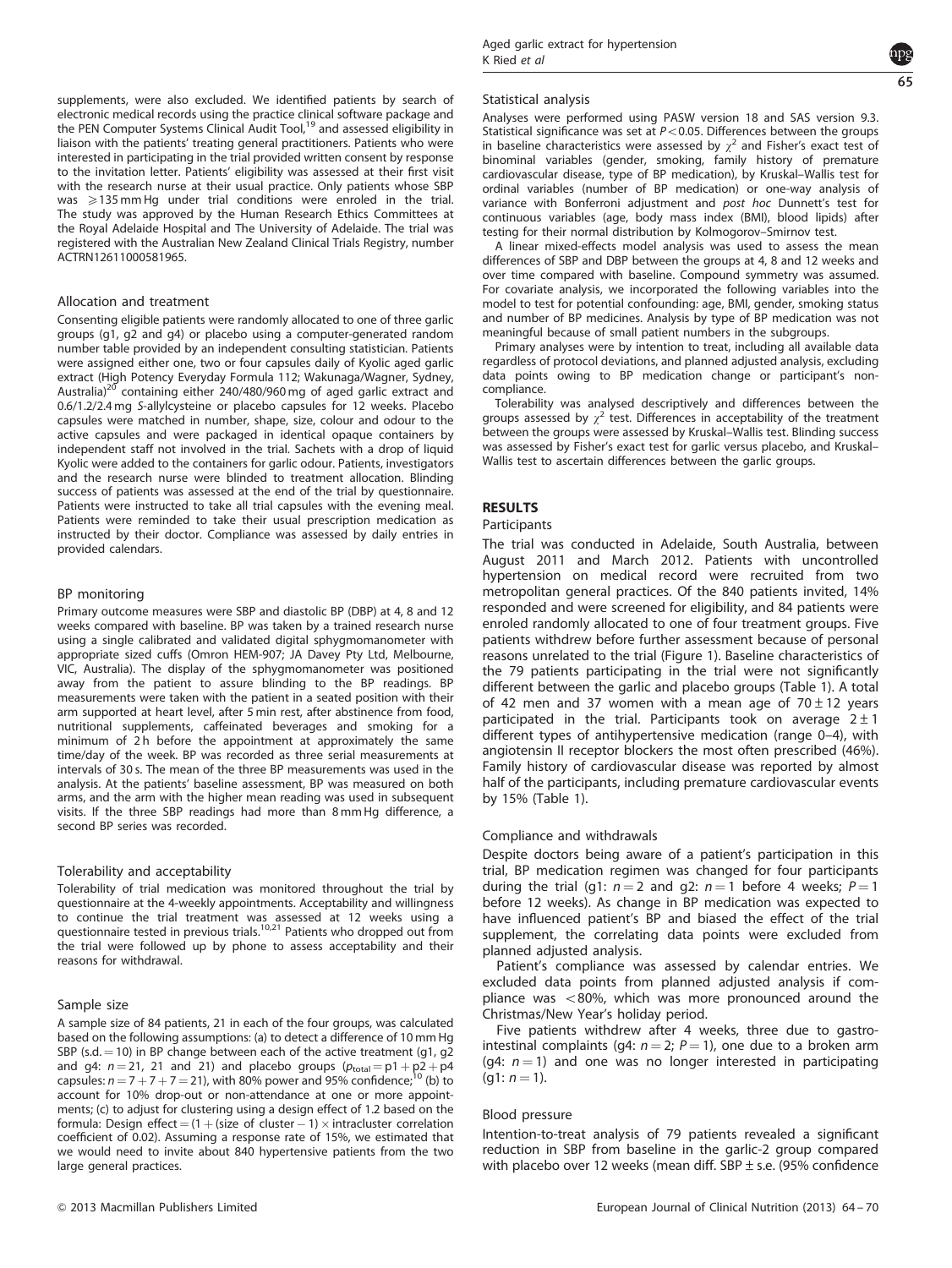supplements, were also excluded. We identified patients by search of electronic medical records using the practice clinical software package and the PEN Computer Systems Clinical Audit Tool,[19] and assessed eligibility in liaison with the patients' treating general practitioners. Patients who were interested in participating in the trial provided written consent by response to the invitation letter. Patients' eligibility was assessed at their first visit with the research nurse at their usual practice. Only patients whose SBP was $\geqslant 135$ mm Hg under trial conditions were enroled in the trial. The study was approved by the Human Research Ethics Committees at the Royal Adelaide Hospital and The University of Adelaide. The trial was registered with the Australian New Zealand Clinical Trials Registry, number ACTRN12611000581965.

### Allocation and treatment

Consenting eligible patients were randomly allocated to one of three garlic groups (g1, g2 and g4) or placebo using a computer-generated random number table provided by an independent consulting statistician. Patients were assigned either one, two or four capsules daily of Kyolic aged garlic extract (High Potency Everyday Formula 112; Wakunaga/Wagner, Sydney, Australia)[20] containing either 240/480/960 mg of aged garlic extract and 0.6/1.2/2.4 mg S-allylcysteine or placebo capsules for 12 weeks. Placebo capsules were matched in number, shape, size, colour and odour to the active capsules and were packaged in identical opaque containers by independent staff not involved in the trial. Sachets with a drop of liquid Kyolic were added to the containers for garlic odour. Patients, investigators and the research nurse were blinded to treatment allocation. Blinding success of patients was assessed at the end of the trial by questionnaire. Patients were instructed to take all trial capsules with the evening meal. Patients were reminded to take their usual prescription medication as instructed by their doctor. Compliance was assessed by daily entries in provided calendars.

### BP monitoring

Primary outcome measures were SBP and diastolic BP (DBP) at 4, 8 and 12 weeks compared with baseline. BP was taken by a trained research nurse using a single calibrated and validated digital sphygmomanometer with appropriate sized cuffs (Omron HEM-907; JA Davey Pty Ltd, Melbourne, VIC, Australia). The display of the sphygmomanometer was positioned away from the patient to assure blinding to the BP readings. BP measurements were taken with the patient in a seated position with their arm supported at heart level, after 5 min rest, after abstinence from food, nutritional supplements, caffeinated beverages and smoking for a minimum of 2 h before the appointment at approximately the same time/day of the week. BP was recorded as three serial measurements at intervals of 30 s. The mean of the three BP measurements was used in the analysis. At the patients' baseline assessment, BP was measured on both arms, and the arm with the higher mean reading was used in subsequent visits. If the three SBP readings had more than 8 mm Hg difference, a second BP series was recorded.

### Tolerability and acceptability

Tolerability of trial medication was monitored throughout the trial by questionnaire at the 4-weekly appointments. Acceptability and willingness to continue the trial treatment was assessed at 12 weeks using a questionnaire tested in previous trials.[10,21] Patients who dropped out from the trial were followed up by phone to assess acceptability and their reasons for withdrawal.

### Sample size

A sample size of 84 patients, 21 in each of the four groups, was calculated based on the following assumptions: (a) to detect a difference of 10 mm Hg SBP (s.d. = 10) in BP change between each of the active treatment (g1, g2 and g4: $n = 21$, 21 and 21) and placebo groups ($p_{total} = p1 + p2 + p4$ capsules: $n = 7 + 7 + 7 = 21$), with 80% power and 95% confidence;[10] (b) to account for 10% drop-out or non-attendance at one or more appointments; (c) to adjust for clustering using a design effect of 1.2 based on the formula: Design effect = (1 + (size of cluster − 1) × intracluster correlation coefficient of 0.02). Assuming a response rate of 15%, we estimated that we would need to invite about 840 hypertensive patients from the two large general practices.

### Statistical analysis

Analyses were performed using PASW version 18 and SAS version 9.3. Statistical significance was set at $P < 0.05$. Differences between the groups in baseline characteristics were assessed by $\chi^2$ and Fisher's exact test of binominal variables (gender, smoking, family history of premature cardiovascular disease, type of BP medication), by Kruskal–Wallis test for ordinal variables (number of BP medication) or one-way analysis of variance with Bonferroni adjustment and *post hoc* Dunnett's test for continuous variables (age, body mass index (BMI), blood lipids) after testing for their normal distribution by Kolmogorov–Smirnov test.

A linear mixed-effects model analysis was used to assess the mean differences of SBP and DBP between the groups at 4, 8 and 12 weeks and over time compared with baseline. Compound symmetry was assumed. For covariate analysis, we incorporated the following variables into the model to test for potential confounding: age, BMI, gender, smoking status and number of BP medicines. Analysis by type of BP medication was not meaningful because of small patient numbers in the subgroups.

Primary analyses were by intention to treat, including all available data regardless of protocol deviations, and planned adjusted analysis, excluding data points owing to BP medication change or participant's non-compliance.

Tolerability was analysed descriptively and differences between the groups assessed by $\chi^2$ test. Differences in acceptability of the treatment between the groups were assessed by Kruskal–Wallis test. Blinding success was assessed by Fisher's exact test for garlic versus placebo, and Kruskal–Wallis test to ascertain differences between the garlic groups.

## RESULTS

### Participants

The trial was conducted in Adelaide, South Australia, between August 2011 and March 2012. Patients with uncontrolled hypertension on medical record were recruited from two metropolitan general practices. Of the 840 patients invited, 14% responded and were screened for eligibility, and 84 patients were enroled randomly allocated to one of four treatment groups. Five patients withdrew before further assessment because of personal reasons unrelated to the trial (Figure 1). Baseline characteristics of the 79 patients participating in the trial were not significantly different between the garlic and placebo groups (Table 1). A total of 42 men and 37 women with a mean age of $70 \pm 12$ years participated in the trial. Participants took on average $2 \pm 1$ different types of antihypertensive medication (range 0–4), with angiotensin II receptor blockers the most often prescribed (46%). Family history of cardiovascular disease was reported by almost half of the participants, including premature cardiovascular events by 15% (Table 1).

### Compliance and withdrawals

Despite doctors being aware of a patient's participation in this trial, BP medication regimen was changed for four participants during the trial (g1: $n = 2$ and g2: $n = 1$ before 4 weeks; $P = 1$ before 12 weeks). As change in BP medication was expected to have influenced patient's BP and biased the effect of the trial supplement, the correlating data points were excluded from planned adjusted analysis.

Patient's compliance was assessed by calendar entries. We excluded data points from planned adjusted analysis if compliance was <80%, which was more pronounced around the Christmas/New Year's holiday period.

Five patients withdrew after 4 weeks, three due to gastrointestinal complaints (g4: $n = 2$; $P = 1$), one due to a broken arm (g4: $n = 1$) and one was no longer interested in participating (g1: $n = 1$).

### Blood pressure

Intention-to-treat analysis of 79 patients revealed a significant reduction in SBP from baseline in the garlic-2 group compared with placebo over 12 weeks (mean diff. SBP ± s.e. (95% confidence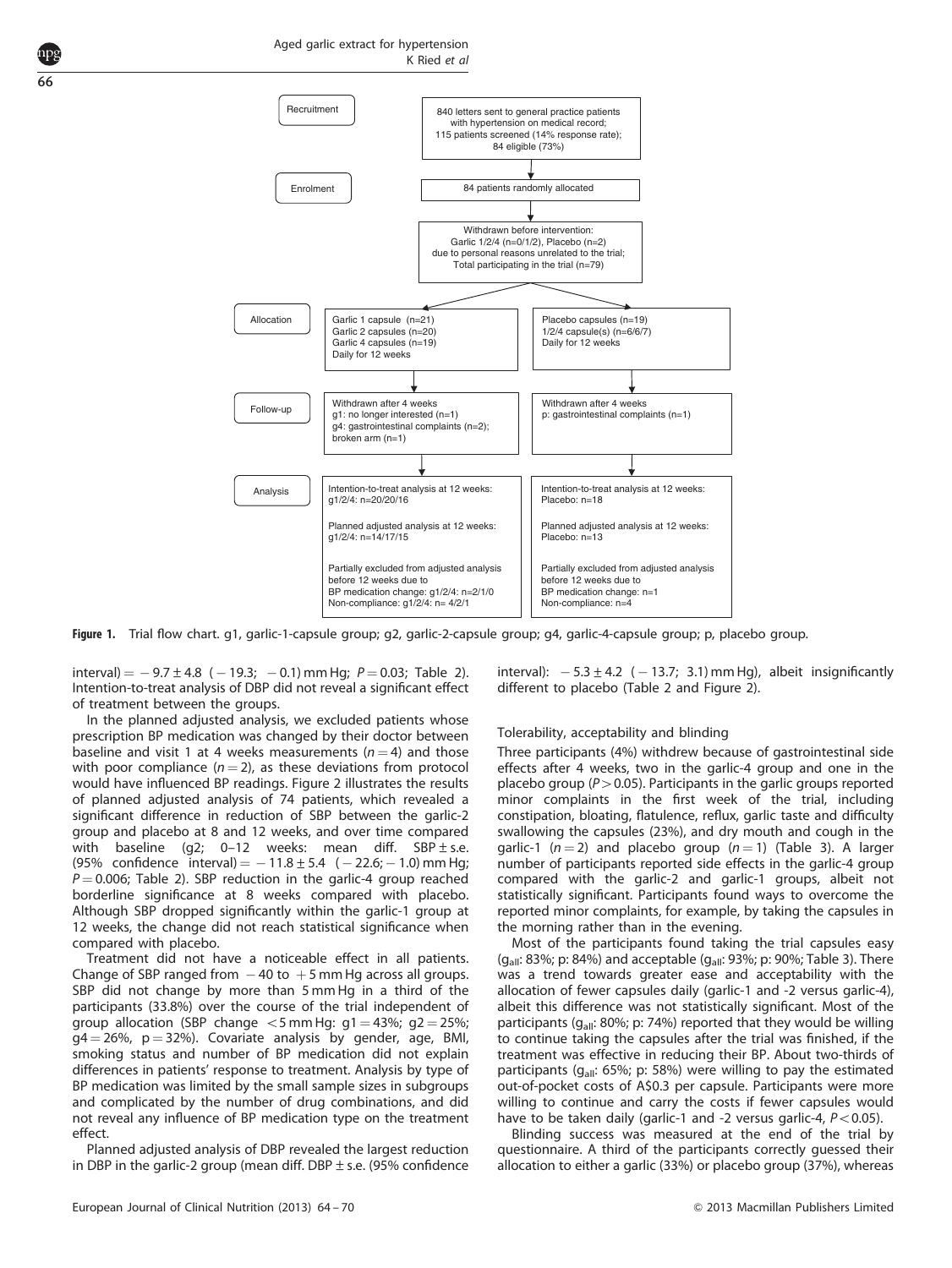Recruitment

840 letters sent to general practice patients with hypertension on medical record;
115 patients screened (14% response rate);
84 eligible (73%)

Enrolment

84 patients randomly allocated

Withdrawn before intervention:
Garlic 1/2/4 (n=0/1/2), Placebo (n=2)
due to personal reasons unrelated to the trial;
Total participating in the trial (n=79)

Allocation

Garlic 1 capsule (n=21)
Garlic 2 capsules (n=20)
Garlic 4 capsules (n=19)
Daily for 12 weeks

Placebo capsules (n=19)
1/2/4 capsule(s) (n=6/6/7)
Daily for 12 weeks

Follow-up

Withdrawn after 4 weeks
g1: no longer interested (n=1)
g4: gastrointestinal complaints (n=2);
broken arm (n=1)

Withdrawn after 4 weeks
p: gastrointestinal complaints (n=1)

Analysis

Intention-to-treat analysis at 12 weeks:
g1/2/4: n=20/20/16

Planned adjusted analysis at 12 weeks:
g1/2/4: n=14/17/15

Partially excluded from adjusted analysis before 12 weeks due to
BP medication change: g1/2/4: n=2/1/0
Non-compliance: g1/2/4: n= 4/2/1

Intention-to-treat analysis at 12 weeks:
Placebo: n=18

Planned adjusted analysis at 12 weeks:
Placebo: n=13

Partially excluded from adjusted analysis before 12 weeks due to
BP medication change: n=1
Non-compliance: n=4

**Figure 1.** Trial flow chart. g1, garlic-1-capsule group; g2, garlic-2-capsule group; g4, garlic-4-capsule group; p, placebo group.

interval) $= -9.7 \pm 4.8$ ($-19.3$; $-0.1$) mm Hg; $P = 0.03$; Table 2). Intention-to-treat analysis of DBP did not reveal a significant effect of treatment between the groups.

In the planned adjusted analysis, we excluded patients whose prescription BP medication was changed by their doctor between baseline and visit 1 at 4 weeks measurements ($n = 4$) and those with poor compliance ($n = 2$), as these deviations from protocol would have influenced BP readings. Figure 2 illustrates the results of planned adjusted analysis of 74 patients, which revealed a significant difference in reduction of SBP between the garlic-2 group and placebo at 8 and 12 weeks, and over time compared with baseline (g2; 0–12 weeks: mean diff. SBP $\pm$ s.e. (95% confidence interval) $= -11.8 \pm 5.4$ ($-22.6$; $-1.0$) mm Hg; $P = 0.006$; Table 2). SBP reduction in the garlic-4 group reached borderline significance at 8 weeks compared with placebo. Although SBP dropped significantly within the garlic-1 group at 12 weeks, the change did not reach statistical significance when compared with placebo.

Treatment did not have a noticeable effect in all patients. Change of SBP ranged from $-40$ to $+5$ mm Hg across all groups. SBP did not change by more than 5 mm Hg in a third of the participants (33.8%) over the course of the trial independent of group allocation (SBP change $<5$ mm Hg: g1 = 43%; g2 = 25%; g4 = 26%, p = 32%). Covariate analysis by gender, age, BMI, smoking status and number of BP medication did not explain differences in patients' response to treatment. Analysis by type of BP medication was limited by the small sample sizes in subgroups and complicated by the number of drug combinations, and did not reveal any influence of BP medication type on the treatment effect.

Planned adjusted analysis of DBP revealed the largest reduction in DBP in the garlic-2 group (mean diff. DBP $\pm$ s.e. (95% confidence interval): $-5.3 \pm 4.2$ ($-13.7$; 3.1) mm Hg), albeit insignificantly different to placebo (Table 2 and Figure 2).

### Tolerability, acceptability and blinding

Three participants (4%) withdrew because of gastrointestinal side effects after 4 weeks, two in the garlic-4 group and one in the placebo group ($P > 0.05$). Participants in the garlic groups reported minor complaints in the first week of the trial, including constipation, bloating, flatulence, reflux, garlic taste and difficulty swallowing the capsules (23%), and dry mouth and cough in the garlic-1 ($n = 2$) and placebo group ($n = 1$) (Table 3). A larger number of participants reported side effects in the garlic-4 group compared with the garlic-2 and garlic-1 groups, albeit not statistically significant. Participants found ways to overcome the reported minor complaints, for example, by taking the capsules in the morning rather than in the evening.

Most of the participants found taking the trial capsules easy ($g_{all}$: 83%; p: 84%) and acceptable ($g_{all}$: 93%; p: 90%; Table 3). There was a trend towards greater ease and acceptability with the allocation of fewer capsules daily (garlic-1 and -2 versus garlic-4), albeit this difference was not statistically significant. Most of the participants ($g_{all}$: 80%; p: 74%) reported that they would be willing to continue taking the capsules after the trial was finished, if the treatment was effective in reducing their BP. About two-thirds of participants ($g_{all}$: 65%; p: 58%) were willing to pay the estimated out-of-pocket costs of A$0.3 per capsule. Participants were more willing to continue and carry the costs if fewer capsules would have to be taken daily (garlic-1 and -2 versus garlic-4, $P < 0.05$).

Blinding success was measured at the end of the trial by questionnaire. A third of the participants correctly guessed their allocation to either a garlic (33%) or placebo group (37%), whereas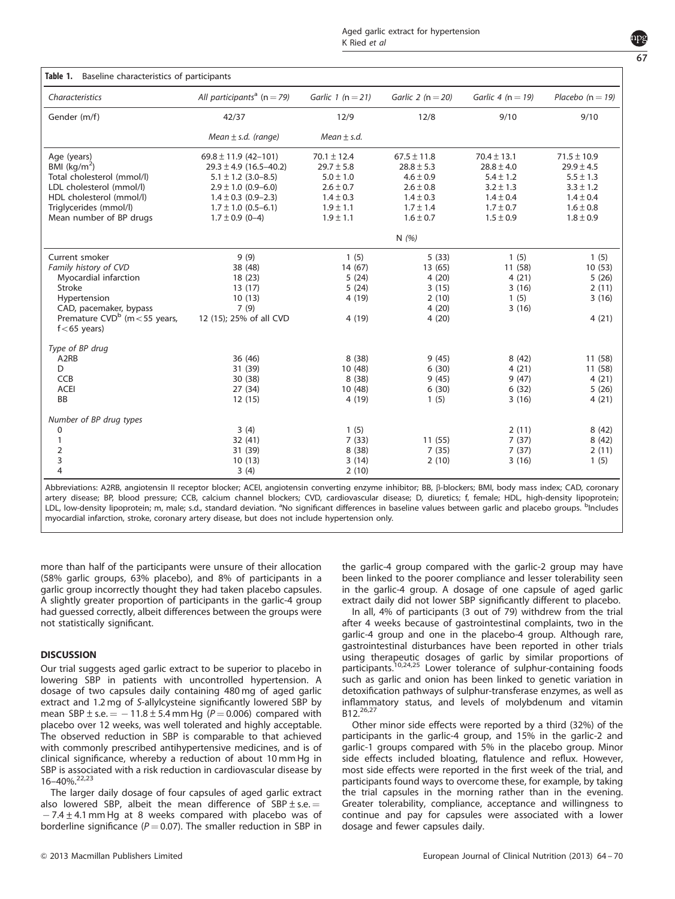**Table 1.** Baseline characteristics of participants

| *Characteristics* | *All participants*[a] (n = 79) | *Garlic 1* (n = 21) | *Garlic 2* (n = 20) | *Garlic 4* (n = 19) | *Placebo* (n = 19) |
|---|---|---|---|---|---|
| Gender (m/f) | 42/37 | 12/9 | 12/8 | 9/10 | 9/10 |
| | *Mean ± s.d. (range)* | *Mean ± s.d.* | | | |
| Age (years) | 69.8 ± 11.9 (42–101) | 70.1 ± 12.4 | 67.5 ± 11.8 | 70.4 ± 13.1 | 71.5 ± 10.9 |
| BMI ($kg/m^2$) | 29.3 ± 4.9 (16.5–40.2) | 29.7 ± 5.8 | 28.8 ± 5.3 | 28.8 ± 4.0 | 29.9 ± 4.5 |
| Total cholesterol (mmol/l) | 5.1 ± 1.2 (3.0–8.5) | 5.0 ± 1.0 | 4.6 ± 0.9 | 5.4 ± 1.2 | 5.5 ± 1.3 |
| LDL cholesterol (mmol/l) | 2.9 ± 1.0 (0.9–6.0) | 2.6 ± 0.7 | 2.6 ± 0.8 | 3.2 ± 1.3 | 3.3 ± 1.2 |
| HDL cholesterol (mmol/l) | 1.4 ± 0.3 (0.9–2.3) | 1.4 ± 0.3 | 1.4 ± 0.3 | 1.4 ± 0.4 | 1.4 ± 0.4 |
| Triglycerides (mmol/l) | 1.7 ± 1.0 (0.5–6.1) | 1.9 ± 1.1 | 1.7 ± 1.4 | 1.7 ± 0.7 | 1.6 ± 0.8 |
| Mean number of BP drugs | 1.7 ± 0.9 (0–4) | 1.9 ± 1.1 | 1.6 ± 0.7 | 1.5 ± 0.9 | 1.8 ± 0.9 |
| | | | N (%) | | |
| Current smoker | 9 (9) | 1 (5) | 5 (33) | 1 (5) | 1 (5) |
| *Family history of CVD* | 38 (48) | 14 (67) | 13 (65) | 11 (58) | 10 (53) |
| Myocardial infarction | 18 (23) | 5 (24) | 4 (20) | 4 (21) | 5 (26) |
| Stroke | 13 (17) | 5 (24) | 3 (15) | 3 (16) | 2 (11) |
| Hypertension | 10 (13) | 4 (19) | 2 (10) | 1 (5) | 3 (16) |
| CAD, pacemaker, bypass | 7 (9) | | 4 (20) | 3 (16) | |
| Premature CVD[b] (m < 55 years, f < 65 years) | 12 (15); 25% of all CVD | 4 (19) | 4 (20) | | 4 (21) |
| *Type of BP drug* | | | | | |
| A2RB | 36 (46) | 8 (38) | 9 (45) | 8 (42) | 11 (58) |
| D | 31 (39) | 10 (48) | 6 (30) | 4 (21) | 11 (58) |
| CCB | 30 (38) | 8 (38) | 9 (45) | 9 (47) | 4 (21) |
| ACEI | 27 (34) | 10 (48) | 6 (30) | 6 (32) | 5 (26) |
| BB | 12 (15) | 4 (19) | 1 (5) | 3 (16) | 4 (21) |
| *Number of BP drug types* | | | | | |
| 0 | 3 (4) | 1 (5) | | 2 (11) | 8 (42) |
| 1 | 32 (41) | 7 (33) | 11 (55) | 7 (37) | 8 (42) |
| 2 | 31 (39) | 8 (38) | 7 (35) | 7 (37) | 2 (11) |
| 3 | 10 (13) | 3 (14) | 2 (10) | 3 (16) | 1 (5) |
| 4 | 3 (4) | 2 (10) | | | |

Abbreviations: A2RB, angiotensin II receptor blocker; ACEI, angiotensin converting enzyme inhibitor; BB, β-blockers; BMI, body mass index; CAD, coronary artery disease; BP, blood pressure; CCB, calcium channel blockers; CVD, cardiovascular disease; D, diuretics; f, female; HDL, high-density lipoprotein; LDL, low-density lipoprotein; m, male; s.d., standard deviation. [a]No significant differences in baseline values between garlic and placebo groups. [b]Includes myocardial infarction, stroke, coronary artery disease, but does not include hypertension only.

more than half of the participants were unsure of their allocation (58% garlic groups, 63% placebo), and 8% of participants in a garlic group incorrectly thought they had taken placebo capsules. A slightly greater proportion of participants in the garlic-4 group had guessed correctly, albeit differences between the groups were not statistically significant.

## DISCUSSION

Our trial suggests aged garlic extract to be superior to placebo in lowering SBP in patients with uncontrolled hypertension. A dosage of two capsules daily containing 480 mg of aged garlic extract and 1.2 mg of *S*-allylcysteine significantly lowered SBP by mean SBP ± s.e. = −11.8 ± 5.4 mm Hg ($P = 0.006$) compared with placebo over 12 weeks, was well tolerated and highly acceptable. The observed reduction in SBP is comparable to that achieved with commonly prescribed antihypertensive medicines, and is of clinical significance, whereby a reduction of about 10 mm Hg in SBP is associated with a risk reduction in cardiovascular disease by 16–40%.[22,23]

The larger daily dosage of four capsules of aged garlic extract also lowered SBP, albeit the mean difference of SBP ± s.e. = −7.4 ± 4.1 mm Hg at 8 weeks compared with placebo was of borderline significance ($P = 0.07$). The smaller reduction in SBP in the garlic-4 group compared with the garlic-2 group may have been linked to the poorer compliance and lesser tolerability seen in the garlic-4 group. A dosage of one capsule of aged garlic extract daily did not lower SBP significantly different to placebo.

In all, 4% of participants (3 out of 79) withdrew from the trial after 4 weeks because of gastrointestinal complaints, two in the garlic-4 group and one in the placebo-4 group. Although rare, gastrointestinal disturbances have been reported in other trials using therapeutic dosages of garlic by similar proportions of participants.[10,24,25] Lower tolerance of sulphur-containing foods such as garlic and onion has been linked to genetic variation in detoxification pathways of sulphur-transferase enzymes, as well as inflammatory status, and levels of molybdenum and vitamin B12.[26,27]

Other minor side effects were reported by a third (32%) of the participants in the garlic-4 group, and 15% in the garlic-2 and garlic-1 groups compared with 5% in the placebo group. Minor side effects included bloating, flatulence and reflux. However, most side effects were reported in the first week of the trial, and participants found ways to overcome these, for example, by taking the trial capsules in the morning rather than in the evening. Greater tolerability, compliance, acceptance and willingness to continue and pay for capsules were associated with a lower dosage and fewer capsules daily.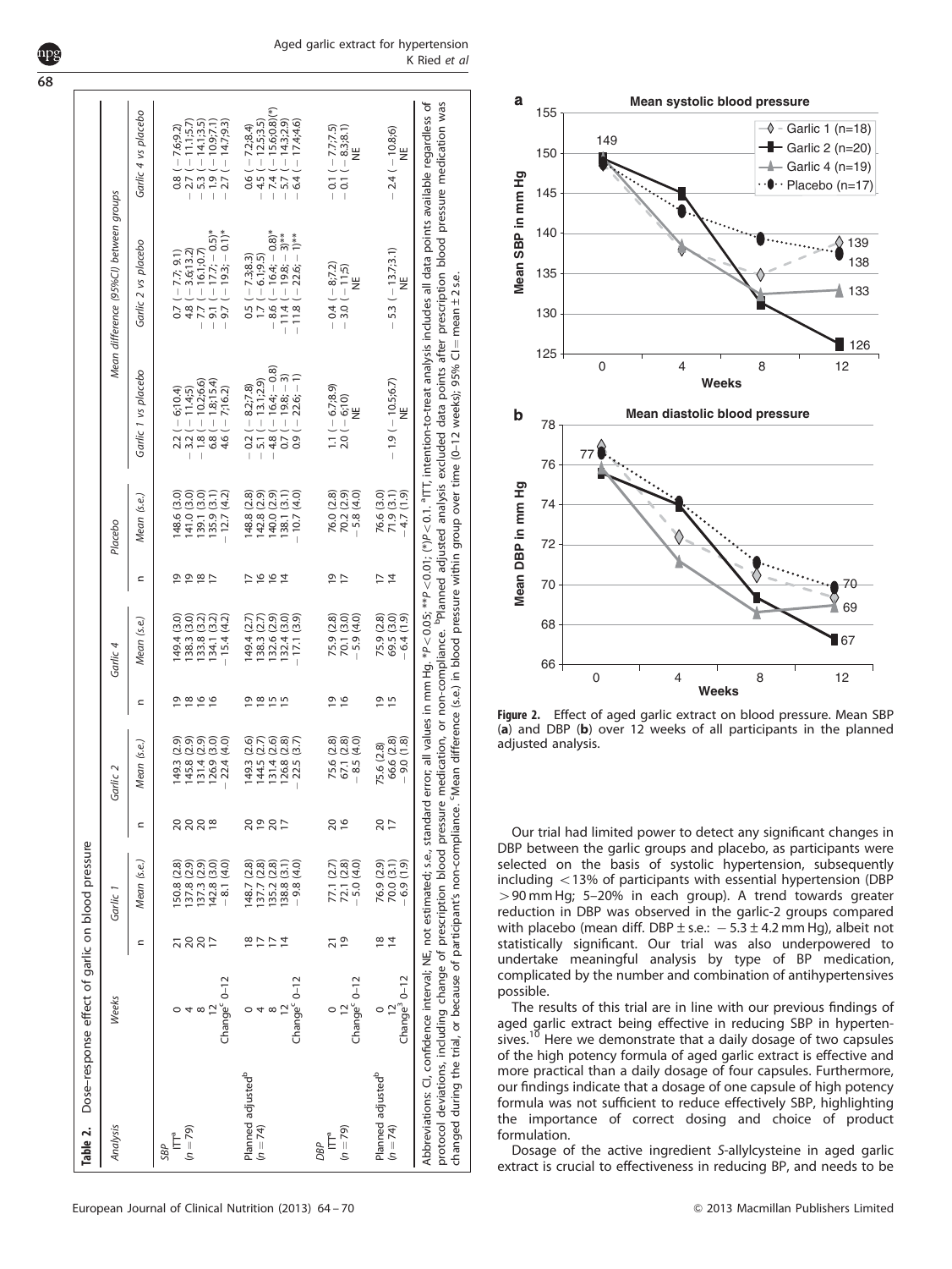**Table 2.** Dose–response effect of garlic on blood pressure

| Analysis | Weeks | Garlic 1 | | Garlic 2 | | Garlic 4 | | Placebo | | Mean difference (95%CI) between groups | | |
|---|---|---|---|---|---|---|---|---|---|---|---|---|
| | | n | Mean (s.e.) | n | Mean (s.e.) | n | Mean (s.e.) | n | Mean (s.e.) | Garlic 1 vs placebo | Garlic 2 vs placebo | Garlic 4 vs placebo |
| *SBP* | | | | | | | | | | | | |
| ITT[a] ($n=79$) | 0 | 21 | 150.8 (2.8) | 20 | 149.3 (2.9) | 19 | 149.4 (3.0) | 19 | 148.6 (3.0) | 2.2 ( − 6;10.4) | 0.7 ( − 7.7; 9.1) | 0.8 ( − 7.6;9.2) |
| | 4 | 20 | 137.8 (2.9) | 20 | 145.8 (2.9) | 18 | 138.3 (3.0) | 19 | 141.0 (3.0) | − 3.2 ( − 11.4;5) | 4.8 ( − 3.6;13.2) | − 2.7 ( − 11.1;5.7) |
| | 8 | 20 | 137.3 (2.9) | 20 | 131.4 (2.9) | 16 | 133.8 (3.2) | 18 | 139.1 (3.0) | − 1.8 ( − 10.2;6.6) | − 7.7 ( − 16.1;0.7) | − 5.3 ( − 14.1;3.5) |
| | 12 | 17 | 142.8 (3.0) | 18 | 126.9 (3.0) | 16 | 134.1 (3.2) | 17 | 135.9 (3.1) | 6.8 ( − 1.8;15.4) | − 9.1 ( − 17.7; − 0.5)* | − 1.9 ( − 10.9;7.1) |
| | Change[c] 0–12 | | − 8.1 (4.0) | | − 22.4 (4.0) | | − 15.4 (4.2) | | − 12.7 (4.2) | 4.6 ( − 7;16.2) | − 9.7 ( − 19.3; − 0.1)* | − 2.7 ( − 14.7;9.3) |
| Planned adjusted[b] ($n=74$) | 0 | 18 | 148.7 (2.8) | 20 | 149.3 (2.6) | 19 | 149.4 (2.7) | 17 | 148.8 (2.8) | − 0.2 ( − 8.2;7.8) | 0.5 ( − 7.3;8.3) | 0.6 ( − 7.2;8.4) |
| | 4 | 17 | 137.7 (2.8) | 19 | 144.5 (2.7) | 18 | 138.3 (2.7) | 16 | 142.8 (2.9) | − 5.1 ( − 13.1;2.9) | 1.7 ( − 6.1;9.5) | − 4.5 ( − 12.5;3.5) |
| | 8 | 17 | 135.2 (2.8) | 20 | 131.4 (2.6) | 15 | 132.6 (2.9) | 16 | 140.0 (2.9) | − 4.8 ( − 16.4; − 0.8) | − 8.6 ( − 16.4; − 0.8)* | − 7.4 ( − 15.6;0.8)(*) |
| | 12 | 14 | 138.8 (3.1) | 17 | 126.8 (2.8) | 15 | 132.4 (3.0) | 14 | 138.1 (3.1) | 0.7 ( − 19.8; − 3) | − 11.4 ( − 19.8; − 3)** | − 5.7 ( − 14.3;2.9) |
| | Change[c] 0–12 | | − 9.8 (4.0) | | − 22.5 (3.7) | | − 17.1 (3.9) | | − 10.7 (4.0) | 0.9 ( − 22.6; − 1) | − 11.8 ( − 22.6; − 1)** | − 6.4 ( − 17.4;4.6) |
| *DBP* | | | | | | | | | | | | |
| ITT[a] ($n=79$) | 0 | 21 | 77.1 (2.7) | 20 | 75.6 (2.8) | 19 | 75.9 (2.8) | 19 | 76.0 (2.8) | 1.1 ( − 6.7;8.9) | − 0.4 ( − 8;7.2) | − 0.1 ( − 7.7;7.5) |
| | 12 | 19 | 72.1 (2.8) | 16 | 67.1 (2.8) | 16 | 70.1 (3.0) | 17 | 70.2 (2.9) | 2.0 ( − 6;10) | − 3.0 ( − 11;5) | − 0.1 ( − 8.3;8.1) |
| | Change[c] 0–12 | | − 5.0 (4.0) | | − 8.5 (4.0) | | − 5.9 (4.0) | | − 5.8 (4.0) | NE | NE | NE |
| Planned adjusted[b] ($n=74$) | 0 | 18 | 76.9 (2.9) | 20 | 75.6 (2.8) | 19 | 75.9 (2.8) | 17 | 76.6 (3.0) | − 1.9 ( − 10.5;6.7) | − 5.3 ( − 13.7;3.1) | − 2.4 ( − 10.8;6) |
| | 12 | 14 | 70.0 (3.1) | 17 | 66.6 (2.8) | 15 | 69.5 (3.0) | 14 | 71.9 (3.1) | NE | NE | NE |
| | Change[3] 0–12 | | − 6.9 (1.9) | | − 9.0 (1.8) | | − 6.4 (1.9) | | − 4.7 (1.9) | | | |

Abbreviations: CI, confidence interval; NE, not estimated; s.e., standard error; all values in mm Hg. *$P<0.05$; **$P<0.01$; (*)$P<0.1$. [a]ITT, intention-to-treat analysis includes all data points available regardless of protocol deviations, including change of prescription blood pressure medication, or non-compliance. [b]Planned adjusted analysis excluded data points after prescription blood pressure medication was changed during the trial, or because of participant's non-compliance. [c]Mean difference (s.e.) in blood pressure within group over time (0–12 weeks); 95% CI = mean ± 2 s.e.

**Figure 2.** Effect of aged garlic extract on blood pressure. Mean SBP (**a**) and DBP (**b**) over 12 weeks of all participants in the planned adjusted analysis.

Our trial had limited power to detect any significant changes in DBP between the garlic groups and placebo, as participants were selected on the basis of systolic hypertension, subsequently including <13% of participants with essential hypertension (DBP >90 mm Hg; 5–20% in each group). A trend towards greater reduction in DBP was observed in the garlic-2 groups compared with placebo (mean diff. DBP ± s.e.: − 5.3 ± 4.2 mm Hg), albeit not statistically significant. Our trial was also underpowered to undertake meaningful analysis by type of BP medication, complicated by the number and combination of antihypertensives possible.

The results of this trial are in line with our previous findings of aged garlic extract being effective in reducing SBP in hypertensives.[10] Here we demonstrate that a daily dosage of two capsules of the high potency formula of aged garlic extract is effective and more practical than a daily dosage of four capsules. Furthermore, our findings indicate that a dosage of one capsule of high potency formula was not sufficient to reduce effectively SBP, highlighting the importance of correct dosing and choice of product formulation.

Dosage of the active ingredient S-allylcysteine in aged garlic extract is crucial to effectiveness in reducing BP, and needs to be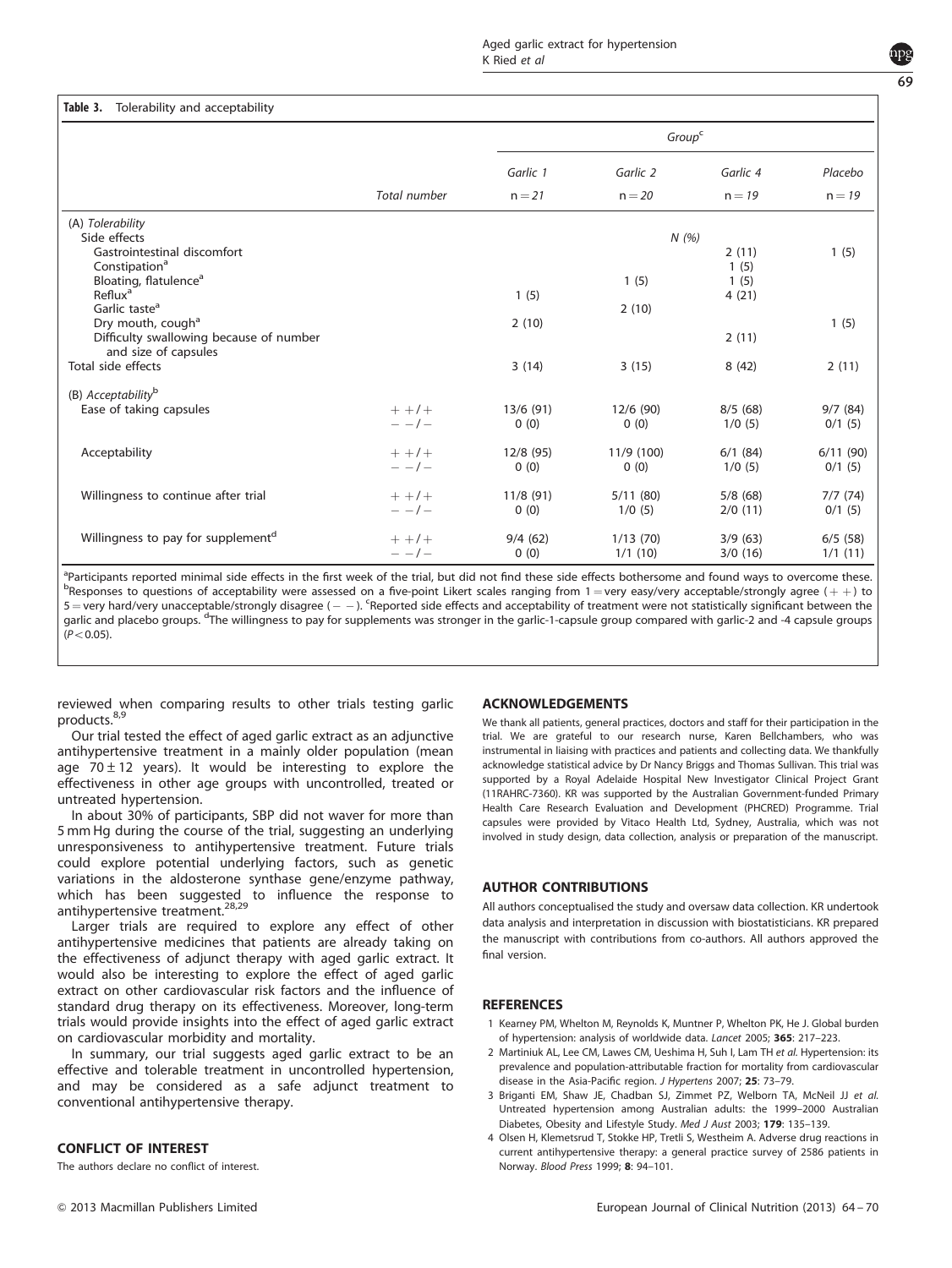**Table 3.** Tolerability and acceptability

| | Total number | Group[c] | | | |
|---|---|---|---|---|---|
| | | Garlic 1 | Garlic 2 | Garlic 4 | Placebo |
| | | n = 21 | n = 20 | n = 19 | n = 19 |
| *(A) Tolerability* | | | | | |
| Side effects | | N (%) | | | |
| Gastrointestinal discomfort | | | | 2 (11) | 1 (5) |
| Constipation[a] | | | | 1 (5) | |
| Bloating, flatulence[a] | | | 1 (5) | 1 (5) | |
| Reflux[a] | | 1 (5) | | 4 (21) | |
| Garlic taste[a] | | | 2 (10) | | |
| Dry mouth, cough[a] | | 2 (10) | | | 1 (5) |
| Difficulty swallowing because of number and size of capsules | | | | 2 (11) | |
| Total side effects | | 3 (14) | 3 (15) | 8 (42) | 2 (11) |
| *(B) Acceptability*[b] | | | | | |
| Ease of taking capsules | + +/+ | 13/6 (91) | 12/6 (90) | 8/5 (68) | 9/7 (84) |
| | − −/− | 0 (0) | 0 (0) | 1/0 (5) | 0/1 (5) |
| Acceptability | + +/+ | 12/8 (95) | 11/9 (100) | 6/1 (84) | 6/11 (90) |
| | − −/− | 0 (0) | 0 (0) | 1/0 (5) | 0/1 (5) |
| Willingness to continue after trial | + +/+ | 11/8 (91) | 5/11 (80) | 5/8 (68) | 7/7 (74) |
| | − −/− | 0 (0) | 1/0 (5) | 2/0 (11) | 0/1 (5) |
| Willingness to pay for supplement[d] | + +/+ | 9/4 (62) | 1/13 (70) | 3/9 (63) | 6/5 (58) |
| | − −/− | 0 (0) | 1/1 (10) | 3/0 (16) | 1/1 (11) |

[a]Participants reported minimal side effects in the first week of the trial, but did not find these side effects bothersome and found ways to overcome these. [b]Responses to questions of acceptability were assessed on a five-point Likert scales ranging from 1 = very easy/very acceptable/strongly agree (+ +) to 5 = very hard/very unacceptable/strongly disagree (− −). [c]Reported side effects and acceptability of treatment were not statistically significant between the garlic and placebo groups. [d]The willingness to pay for supplements was stronger in the garlic-1-capsule group compared with garlic-2 and -4 capsule groups ($P < 0.05$).

reviewed when comparing results to other trials testing garlic products.[8,9]

Our trial tested the effect of aged garlic extract as an adjunctive antihypertensive treatment in a mainly older population (mean age $70 \pm 12$ years). It would be interesting to explore the effectiveness in other age groups with uncontrolled, treated or untreated hypertension.

In about 30% of participants, SBP did not waver for more than 5 mm Hg during the course of the trial, suggesting an underlying unresponsiveness to antihypertensive treatment. Future trials could explore potential underlying factors, such as genetic variations in the aldosterone synthase gene/enzyme pathway, which has been suggested to influence the response to antihypertensive treatment.[28,29]

Larger trials are required to explore any effect of other antihypertensive medicines that patients are already taking on the effectiveness of adjunct therapy with aged garlic extract. It would also be interesting to explore the effect of aged garlic extract on other cardiovascular risk factors and the influence of standard drug therapy on its effectiveness. Moreover, long-term trials would provide insights into the effect of aged garlic extract on cardiovascular morbidity and mortality.

In summary, our trial suggests aged garlic extract to be an effective and tolerable treatment in uncontrolled hypertension, and may be considered as a safe adjunct treatment to conventional antihypertensive therapy.

## CONFLICT OF INTEREST

The authors declare no conflict of interest.

## ACKNOWLEDGEMENTS

We thank all patients, general practices, doctors and staff for their participation in the trial. We are grateful to our research nurse, Karen Bellchambers, who was instrumental in liaising with practices and patients and collecting data. We thankfully acknowledge statistical advice by Dr Nancy Briggs and Thomas Sullivan. This trial was supported by a Royal Adelaide Hospital New Investigator Clinical Project Grant (11RAHRC-7360). KR was supported by the Australian Government-funded Primary Health Care Research Evaluation and Development (PHCRED) Programme. Trial capsules were provided by Vitaco Health Ltd, Sydney, Australia, which was not involved in study design, data collection, analysis or preparation of the manuscript.

## AUTHOR CONTRIBUTIONS

All authors conceptualised the study and oversaw data collection. KR undertook data analysis and interpretation in discussion with biostatisticians. KR prepared the manuscript with contributions from co-authors. All authors approved the final version.

## REFERENCES

1. Kearney PM, Whelton M, Reynolds K, Muntner P, Whelton PK, He J. Global burden of hypertension: analysis of worldwide data. *Lancet* 2005; **365**: 217–223.
2. Martiniuk AL, Lee CM, Lawes CM, Ueshima H, Suh I, Lam TH *et al.* Hypertension: its prevalence and population-attributable fraction for mortality from cardiovascular disease in the Asia-Pacific region. *J Hypertens* 2007; **25**: 73–79.
3. Briganti EM, Shaw JE, Chadban SJ, Zimmet PZ, Welborn TA, McNeil JJ *et al.* Untreated hypertension among Australian adults: the 1999–2000 Australian Diabetes, Obesity and Lifestyle Study. *Med J Aust* 2003; **179**: 135–139.
4. Olsen H, Klemetsrud T, Stokke HP, Tretli S, Westheim A. Adverse drug reactions in current antihypertensive therapy: a general practice survey of 2586 patients in Norway. *Blood Press* 1999; **8**: 94–101.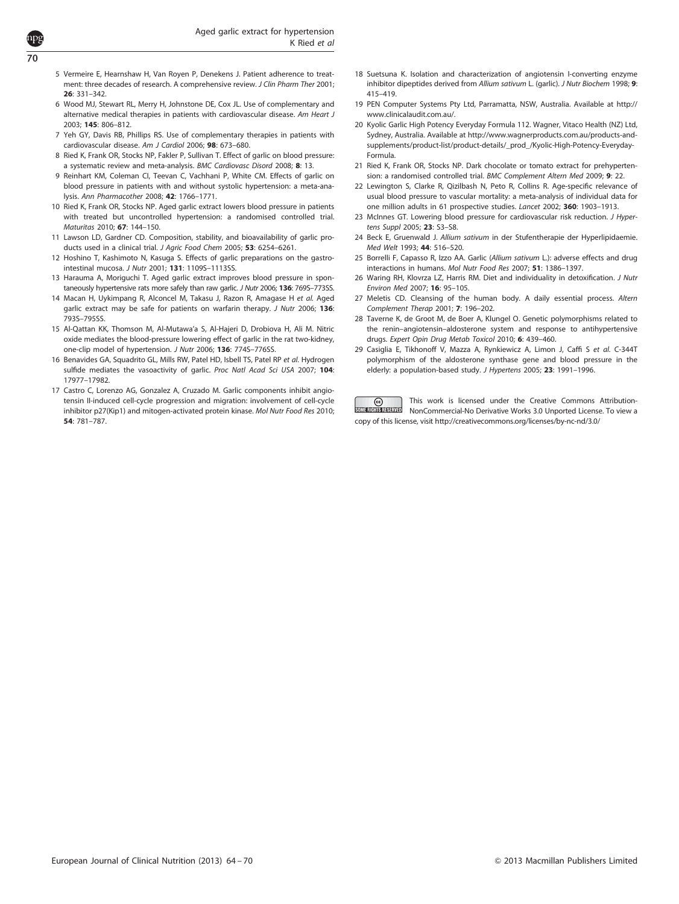5 Vermeire E, Hearnshaw H, Van Royen P, Denekens J. Patient adherence to treatment: three decades of research. A comprehensive review. *J Clin Pharm Ther* 2001; **26**: 331–342.

6 Wood MJ, Stewart RL, Merry H, Johnstone DE, Cox JL. Use of complementary and alternative medical therapies in patients with cardiovascular disease. *Am Heart J* 2003; **145**: 806–812.

7 Yeh GY, Davis RB, Phillips RS. Use of complementary therapies in patients with cardiovascular disease. *Am J Cardiol* 2006; **98**: 673–680.

8 Ried K, Frank OR, Stocks NP, Fakler P, Sullivan T. Effect of garlic on blood pressure: a systematic review and meta-analysis. *BMC Cardiovasc Disord* 2008; **8**: 13.

9 Reinhart KM, Coleman CI, Teevan C, Vachhani P, White CM. Effects of garlic on blood pressure in patients with and without systolic hypertension: a meta-analysis. *Ann Pharmacother* 2008; **42**: 1766–1771.

10 Ried K, Frank OR, Stocks NP. Aged garlic extract lowers blood pressure in patients with treated but uncontrolled hypertension: a randomised controlled trial. *Maturitas* 2010; **67**: 144–150.

11 Lawson LD, Gardner CD. Composition, stability, and bioavailability of garlic products used in a clinical trial. *J Agric Food Chem* 2005; **53**: 6254–6261.

12 Hoshino T, Kashimoto N, Kasuga S. Effects of garlic preparations on the gastrointestinal mucosa. *J Nutr* 2001; **131**: 1109S–1113SS.

13 Harauma A, Moriguchi T. Aged garlic extract improves blood pressure in spontaneously hypertensive rats more safely than raw garlic. *J Nutr* 2006; **136**: 769S–773SS.

14 Macan H, Uykimpang R, Alconcel M, Takasu J, Razon R, Amagase H *et al.* Aged garlic extract may be safe for patients on warfarin therapy. *J Nutr* 2006; **136**: 793S–795SS.

15 Al-Qattan KK, Thomson M, Al-Mutawa'a S, Al-Hajeri D, Drobiova H, Ali M. Nitric oxide mediates the blood-pressure lowering effect of garlic in the rat two-kidney, one-clip model of hypertension. *J Nutr* 2006; **136**: 774S–776SS.

16 Benavides GA, Squadrito GL, Mills RW, Patel HD, Isbell TS, Patel RP *et al.* Hydrogen sulfide mediates the vasoactivity of garlic. *Proc Natl Acad Sci USA* 2007; **104**: 17977–17982.

17 Castro C, Lorenzo AG, Gonzalez A, Cruzado M. Garlic components inhibit angiotensin II-induced cell-cycle progression and migration: involvement of cell-cycle inhibitor p27(Kip1) and mitogen-activated protein kinase. *Mol Nutr Food Res* 2010; **54**: 781–787.

18 Suetsuna K. Isolation and characterization of angiotensin I-converting enzyme inhibitor dipeptides derived from *Allium sativum* L. (garlic). *J Nutr Biochem* 1998; **9**: 415–419.

19 PEN Computer Systems Pty Ltd, Parramatta, NSW, Australia. Available at http://www.clinicalaudit.com.au/.

20 Kyolic Garlic High Potency Everyday Formula 112. Wagner, Vitaco Health (NZ) Ltd, Sydney, Australia. Available at http://www.wagnerproducts.com.au/products-and-supplements/product-list/product-details/_prod_/Kyolic-High-Potency-Everyday-Formula.

21 Ried K, Frank OR, Stocks NP. Dark chocolate or tomato extract for prehypertension: a randomised controlled trial. *BMC Complement Altern Med* 2009; **9**: 22.

22 Lewington S, Clarke R, Qizilbash N, Peto R, Collins R. Age-specific relevance of usual blood pressure to vascular mortality: a meta-analysis of individual data for one million adults in 61 prospective studies. *Lancet* 2002; **360**: 1903–1913.

23 McInnes GT. Lowering blood pressure for cardiovascular risk reduction. *J Hypertens Suppl* 2005; **23**: S3–S8.

24 Beck E, Gruenwald J. *Allium sativum* in der Stufentherapie der Hyperlipidaemie. *Med Welt* 1993; **44**: 516–520.

25 Borrelli F, Capasso R, Izzo AA. Garlic (*Allium sativum* L.): adverse effects and drug interactions in humans. *Mol Nutr Food Res* 2007; **51**: 1386–1397.

26 Waring RH, Klovrza LZ, Harris RM. Diet and individuality in detoxification. *J Nutr Environ Med* 2007; **16**: 95–105.

27 Meletis CD. Cleansing of the human body. A daily essential process. *Altern Complement Therap* 2001; **7**: 196–202.

28 Taverne K, de Groot M, de Boer A, Klungel O. Genetic polymorphisms related to the renin–angiotensin–aldosterone system and response to antihypertensive drugs. *Expert Opin Drug Metab Toxicol* 2010; **6**: 439–460.

29 Casiglia E, Tikhonoff V, Mazza A, Rynkiewicz A, Limon J, Caffi S *et al.* C-344T polymorphism of the aldosterone synthase gene and blood pressure in the elderly: a population-based study. *J Hypertens* 2005; **23**: 1991–1996.

This work is licensed under the Creative Commons Attribution-NonCommercial-No Derivative Works 3.0 Unported License. To view a copy of this license, visit http://creativecommons.org/licenses/by-nc-nd/3.0/